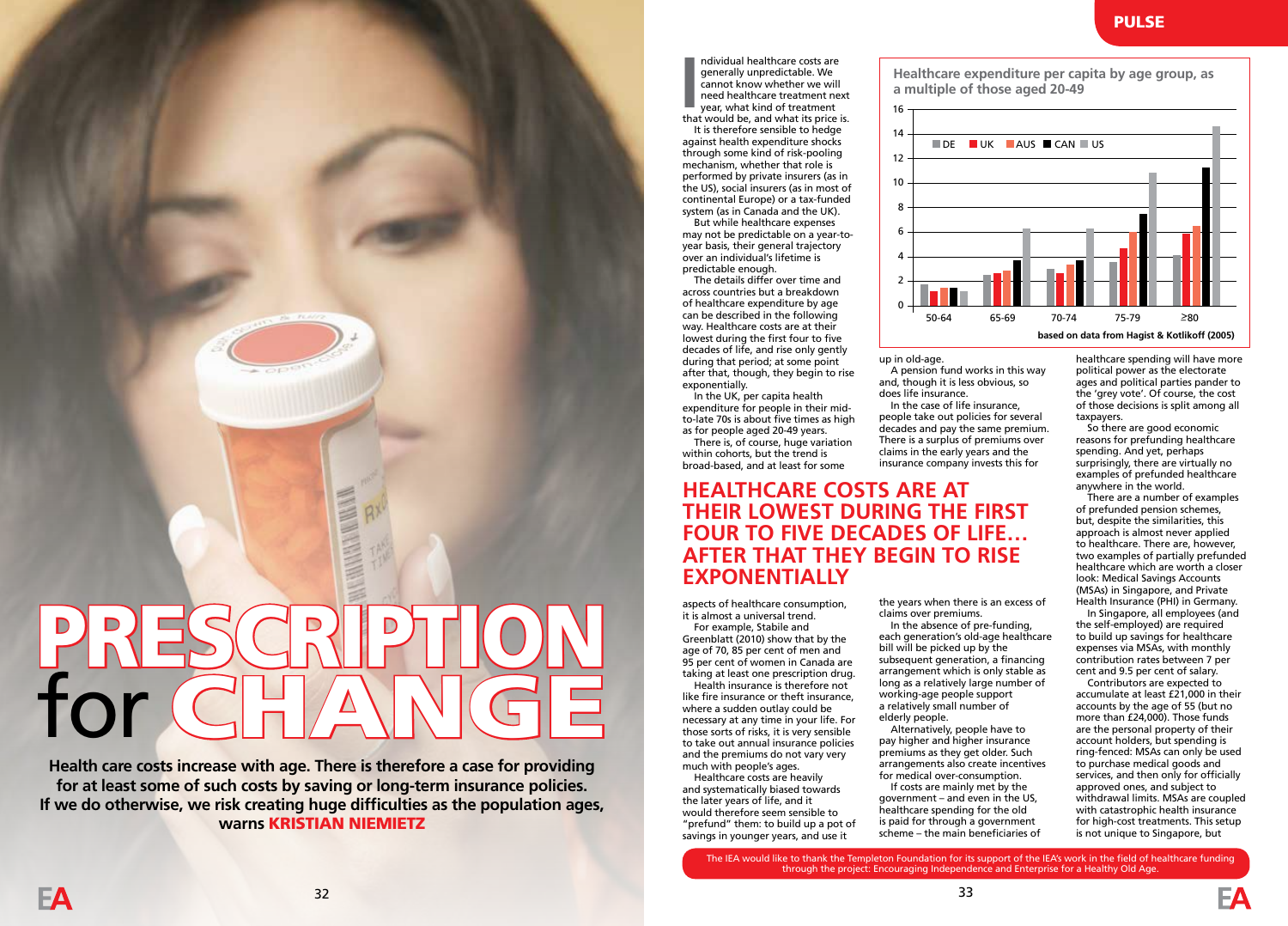# PRESCRIPTION for CHANGE

**Health care costs increase with age. There is therefore a case for providing for at least some of such costs by saving or long-term insurance policies. If we do otherwise, we risk creating huge difficulties as the population ages, warns KRISTIAN NIEMIETZ**

Individual healthcare costs are generally unpredictable. We cannot know whether we will need healthcare treatment next year, what kind of treatment that would be, and what its price is.

It is therefore sensible to hedge against health expenditure shocks through some kind of risk-pooling mechanism, whether that role is performed by private insurers (as in the US), social insurers (as in most of continental Europe) or a tax-funded system (as in Canada and the UK).

But while healthcare expenses may not be predictable on a year-to-year basis, their general trajectory over an individual's lifetime is predictable enough.

The details differ over time and across countries but a breakdown of healthcare expenditure by age can be described in the following way. Healthcare costs are at their lowest during the first four to five decades of life, and rise only gently during that period; at some point after that, though, they begin to rise exponentially.

In the UK, per capita health expenditure for people in their mid-to-late 70s is about five times as high as for people aged 20-49 years.

There is, of course, huge variation within cohorts, but the trend is broad-based, and at least for some aspects of healthcare consumption, it is almost a universal trend.

For example, Stabile and Greenblatt (2010) show that by the age of 70, 85 per cent of men and 95 per cent of women in Canada are taking at least one prescription drug.

Health insurance is therefore not like fire insurance or theft insurance, where a sudden outlay could be necessary at any time in your life. For those sorts of risks, it is very sensible to take out annual insurance policies and the premiums do not vary very much with people's ages.

Healthcare costs are heavily and systematically biased towards the later years of life, and it would therefore seem sensible to "prefund" them: to build up a pot of savings in younger years, and use it up in old-age.

A pension fund works in this way and, though it is less obvious, so does life insurance.

In the case of life insurance, people take out policies for several decades and pay the same premium. There is a surplus of premiums over claims in the early years and the insurance company invests this for the years when there is an excess of claims over premiums.

In the absence of pre-funding, each generation's old-age healthcare bill will be picked up by the subsequent generation, a financing arrangement which is only stable as long as a relatively large number of working-age people support a relatively small number of elderly people.

Alternatively, people have to pay higher and higher insurance premiums as they get older. Such arrangements also create incentives for medical over-consumption.

If costs are mainly met by the government – and even in the US, healthcare spending for the old is paid for through a government scheme – the main beneficiaries of healthcare spending will have more political power as the electorate ages and political parties pander to the 'grey vote'. Of course, the cost of those decisions is split among all taxpayers.

So there are good economic reasons for prefunding healthcare spending. And yet, perhaps surprisingly, there are virtually no examples of prefunded healthcare anywhere in the world.

There are a number of examples of prefunded pension schemes, but, despite the similarities, this approach is almost never applied to healthcare. There are, however, two examples of partially prefunded healthcare which are worth a closer look: Medical Savings Accounts (MSAs) in Singapore, and Private Health Insurance (PHI) in Germany.

In Singapore, all employees (and the self-employed) are required to build up savings for healthcare expenses via MSAs, with monthly contribution rates between 7 per cent and 9.5 per cent of salary.

Contributors are expected to accumulate at least £21,000 in their accounts by the age of 55 (but no more than £24,000). Those funds are the personal property of the account holders, but spending is ring-fenced: MSAs can only be used to purchase medical goods and services, and then only for officially approved ones, and subject to withdrawal limits. MSAs are coupled with catastrophic health insurance for high-cost treatments. This setup is not unique to Singapore, but

**Healthcare expenditure per capita by age group, as a multiple of those aged 20-49**

| Age group | DE | UK | AUS | CAN | US |
|---|---|---|---|---|---|
| 50-64 | 1.7 | 1.2 | 1.4 | 1.4 | 1.1 |
| 65-69 | 2.5 | 2.6 | 2.8 | 3.7 | 6.2 |
| 70-74 | 3.0 | 2.6 | 3.3 | 3.7 | 6.2 |
| 75-79 | 3.5 | 4.7 | 6.0 | 7.5 | 10.8 |
| ≥80 | 4.1 | 5.8 | 6.5 | 11.2 | 14.6 |

based on data from Hagist & Kotlikoff (2005)

**HEALTHCARE COSTS ARE AT THEIR LOWEST DURING THE FIRST FOUR TO FIVE DECADES OF LIFE… AFTER THAT THEY BEGIN TO RISE EXPONENTIALLY**

The IEA would like to thank the Templeton Foundation for its support of the IEA's work in the field of healthcare funding through the project: Encouraging Independence and Enterprise for a Healthy Old Age.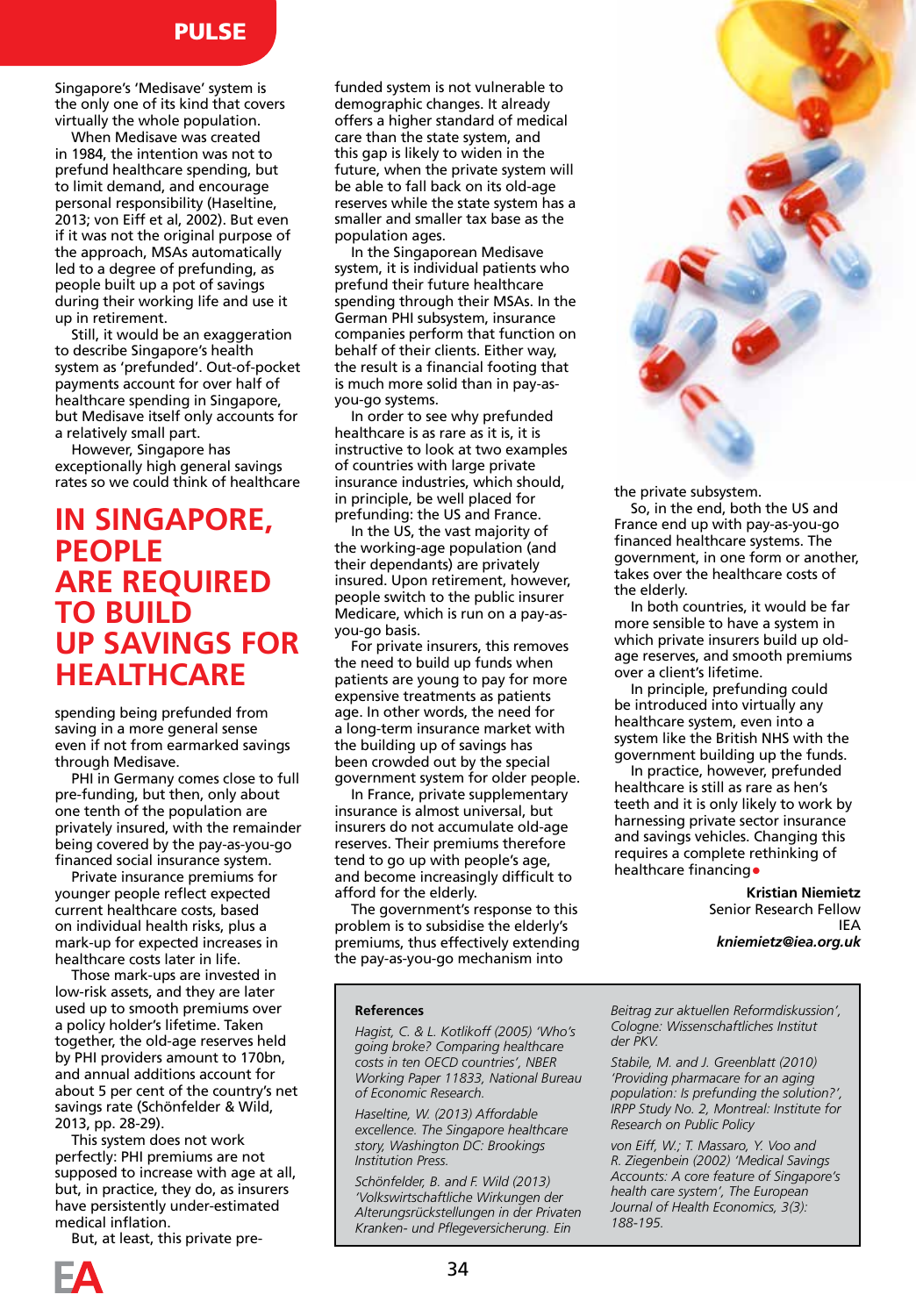Singapore's 'Medisave' system is the only one of its kind that covers virtually the whole population.

When Medisave was created in 1984, the intention was not to prefund healthcare spending, but to limit demand, and encourage personal responsibility (Haseltine, 2013; von Eiff et al, 2002). But even if it was not the original purpose of the approach, MSAs automatically led to a degree of prefunding, as people built up a pot of savings during their working life and use it up in retirement.

Still, it would be an exaggeration to describe Singapore's health system as 'prefunded'. Out-of-pocket payments account for over half of healthcare spending in Singapore, but Medisave itself only accounts for a relatively small part.

However, Singapore has exceptionally high general savings rates so we could think of healthcare spending being prefunded from saving in a more general sense even if not from earmarked savings through Medisave.

## IN SINGAPORE, PEOPLE ARE REQUIRED TO BUILD UP SAVINGS FOR HEALTHCARE

PHI in Germany comes close to full pre-funding, but then, only about one tenth of the population are privately insured, with the remainder being covered by the pay-as-you-go financed social insurance system.

Private insurance premiums for younger people reflect expected current healthcare costs, based on individual health risks, plus a mark-up for expected increases in healthcare costs later in life.

Those mark-ups are invested in low-risk assets, and they are later used up to smooth premiums over a policy holder's lifetime. Taken together, the old-age reserves held by PHI providers amount to 170bn, and annual additions account for about 5 per cent of the country's net savings rate (Schönfelder & Wild, 2013, pp. 28-29).

This system does not work perfectly: PHI premiums are not supposed to increase with age at all, but, in practice, they do, as insurers have persistently under-estimated medical inflation.

But, at least, this private pre-funded system is not vulnerable to demographic changes. It already offers a higher standard of medical care than the state system, and this gap is likely to widen in the future, when the private system will be able to fall back on its old-age reserves while the state system has a smaller and smaller tax base as the population ages.

In the Singaporean Medisave system, it is individual patients who prefund their future healthcare spending through their MSAs. In the German PHI subsystem, insurance companies perform that function on behalf of their clients. Either way, the result is a financial footing that is much more solid than in pay-as-you-go systems.

In order to see why prefunded healthcare is as rare as it is, it is instructive to look at two examples of countries with large private insurance industries, which should, in principle, be well placed for prefunding: the US and France.

In the US, the vast majority of the working-age population (and their dependants) are privately insured. Upon retirement, however, people switch to the public insurer Medicare, which is run on a pay-as-you-go basis.

For private insurers, this removes the need to build up funds when patients are young to pay for more expensive treatments as patients age. In other words, the need for a long-term insurance market with the building up of savings has been crowded out by the special government system for older people.

In France, private supplementary insurance is almost universal, but insurers do not accumulate old-age reserves. Their premiums therefore tend to go up with people's age, and become increasingly difficult to afford for the elderly.

The government's response to this problem is to subsidise the elderly's premiums, thus effectively extending the pay-as-you-go mechanism into the private subsystem.

So, in the end, both the US and France end up with pay-as-you-go financed healthcare systems. The government, in one form or another, takes over the healthcare costs of the elderly.

In both countries, it would be far more sensible to have a system in which private insurers build up old-age reserves, and smooth premiums over a client's lifetime.

In principle, prefunding could be introduced into virtually any healthcare system, even into a system like the British NHS with the government building up the funds.

In practice, however, prefunded healthcare is still as rare as hen's teeth and it is only likely to work by harnessing private sector insurance and savings vehicles. Changing this requires a complete rethinking of healthcare financing●

**Kristian Niemietz**
Senior Research Fellow
IEA
***kniemietz@iea.org.uk***

**References**

*Hagist, C. & L. Kotlikoff (2005) 'Who's going broke? Comparing healthcare costs in ten OECD countries', NBER Working Paper 11833, National Bureau of Economic Research.*

*Haseltine, W. (2013) Affordable excellence. The Singapore healthcare story, Washington DC: Brookings Institution Press.*

*Schönfelder, B. and F. Wild (2013) 'Volkswirtschaftliche Wirkungen der Alterungsrückstellungen in der Privaten Kranken- und Pflegeversicherung. Ein Beitrag zur aktuellen Reformdiskussion', Cologne: Wissenschaftliches Institut der PKV.*

*Stabile, M. and J. Greenblatt (2010) 'Providing pharmacare for an aging population: Is prefunding the solution?', IRPP Study No. 2, Montreal: Institute for Research on Public Policy*

*von Eiff, W.; T. Massaro, Y. Voo and R. Ziegenbein (2002) 'Medical Savings Accounts: A core feature of Singapore's health care system', The European Journal of Health Economics, 3(3): 188-195.*